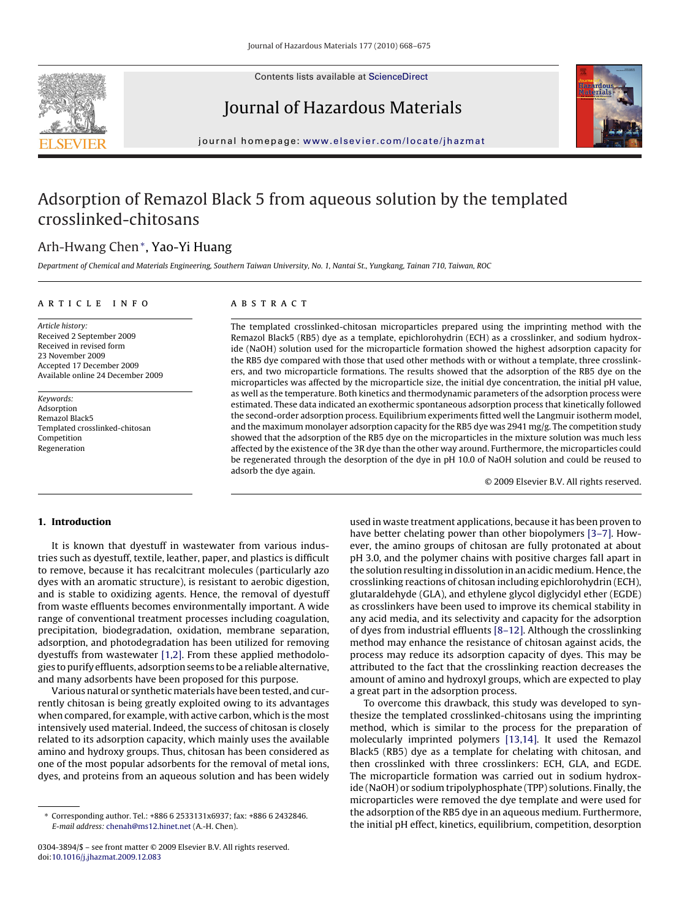# Adsorption of Remazol Black 5 from aqueous solution by the templated crosslinked-chitosans

Arh-Hwang Chen*, Yao-Yi Huang

*Department of Chemical and Materials Engineering, Southern Taiwan University, No. 1, Nantai St., Yungkang, Tainan 710, Taiwan, ROC*

## ARTICLE INFO

*Article history:*
Received 2 September 2009
Received in revised form
23 November 2009
Accepted 17 December 2009
Available online 24 December 2009

*Keywords:*
Adsorption
Remazol Black5
Templated crosslinked-chitosan
Competition
Regeneration

## ABSTRACT

The templated crosslinked-chitosan microparticles prepared using the imprinting method with the Remazol Black5 (RB5) dye as a template, epichlorohydrin (ECH) as a crosslinker, and sodium hydroxide (NaOH) solution used for the microparticle formation showed the highest adsorption capacity for the RB5 dye compared with those that used other methods with or without a template, three crosslinkers, and two microparticle formations. The results showed that the adsorption of the RB5 dye on the microparticles was affected by the microparticle size, the initial dye concentration, the initial pH value, as well as the temperature. Both kinetics and thermodynamic parameters of the adsorption process were estimated. These data indicated an exothermic spontaneous adsorption process that kinetically followed the second-order adsorption process. Equilibrium experiments fitted well the Langmuir isotherm model, and the maximum monolayer adsorption capacity for the RB5 dye was 2941 mg/g. The competition study showed that the adsorption of the RB5 dye on the microparticles in the mixture solution was much less affected by the existence of the 3R dye than the other way around. Furthermore, the microparticles could be regenerated through the desorption of the dye in pH 10.0 of NaOH solution and could be reused to adsorb the dye again.

© 2009 Elsevier B.V. All rights reserved.

## 1. Introduction

It is known that dyestuff in wastewater from various industries such as dyestuff, textile, leather, paper, and plastics is difficult to remove, because it has recalcitrant molecules (particularly azo dyes with an aromatic structure), is resistant to aerobic digestion, and is stable to oxidizing agents. Hence, the removal of dyestuff from waste effluents becomes environmentally important. A wide range of conventional treatment processes including coagulation, precipitation, biodegradation, oxidation, membrane separation, adsorption, and photodegradation has been utilized for removing dyestuffs from wastewater [1,2]. From these applied methodologies to purify effluents, adsorption seems to be a reliable alternative, and many adsorbents have been proposed for this purpose.

Various natural or synthetic materials have been tested, and currently chitosan is being greatly exploited owing to its advantages when compared, for example, with active carbon, which is the most intensively used material. Indeed, the success of chitosan is closely related to its adsorption capacity, which mainly uses the available amino and hydroxy groups. Thus, chitosan has been considered as one of the most popular adsorbents for the removal of metal ions, dyes, and proteins from an aqueous solution and has been widely used in waste treatment applications, because it has been proven to have better chelating power than other biopolymers [3–7]. However, the amino groups of chitosan are fully protonated at about pH 3.0, and the polymer chains with positive charges fall apart in the solution resulting in dissolution in an acidic medium. Hence, the crosslinking reactions of chitosan including epichlorohydrin (ECH), glutaraldehyde (GLA), and ethylene glycol diglycidyl ether (EGDE) as crosslinkers have been used to improve its chemical stability in any acid media, and its selectivity and capacity for the adsorption of dyes from industrial effluents [8–12]. Although the crosslinking method may enhance the resistance of chitosan against acids, the process may reduce its adsorption capacity of dyes. This may be attributed to the fact that the crosslinking reaction decreases the amount of amino and hydroxyl groups, which are expected to play a great part in the adsorption process.

To overcome this drawback, this study was developed to synthesize the templated crosslinked-chitosans using the imprinting method, which is similar to the process for the preparation of molecularly imprinted polymers [13,14]. It used the Remazol Black5 (RB5) dye as a template for chelating with chitosan, and then crosslinked with three crosslinkers: ECH, GLA, and EGDE. The microparticle formation was carried out in sodium hydroxide (NaOH) or sodium tripolyphosphate (TPP) solutions. Finally, the microparticles were removed the dye template and were used for the adsorption of the RB5 dye in an aqueous medium. Furthermore, the initial pH effect, kinetics, equilibrium, competition, desorption

---

* Corresponding author. Tel.: +886 6 2533131x6937; fax: +886 6 2432846.
*E-mail address:* chenah@ms12.hinet.net (A.-H. Chen).

0304-3894/$ – see front matter © 2009 Elsevier B.V. All rights reserved.
doi:10.1016/j.jhazmat.2009.12.083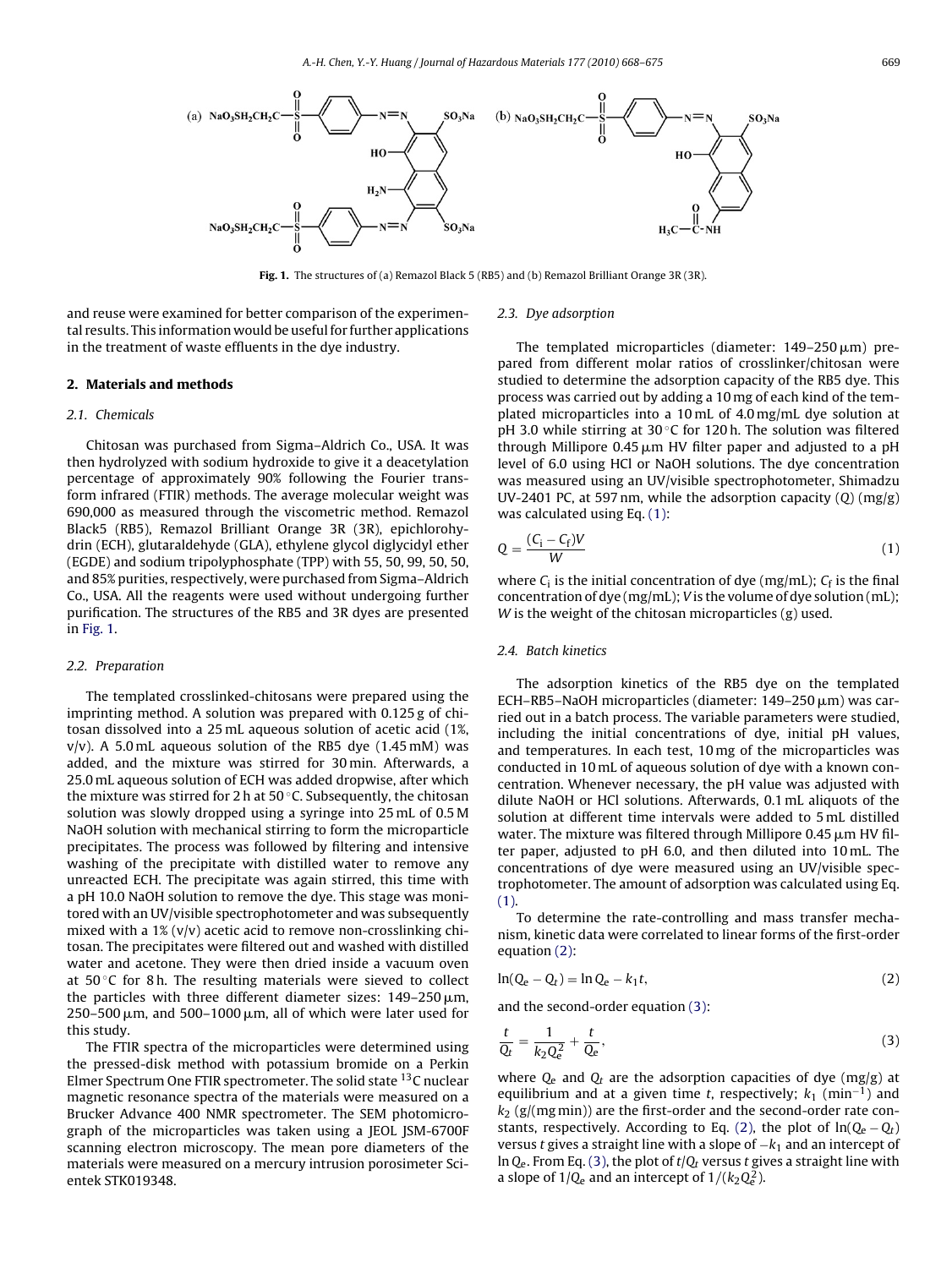Fig. 1. The structures of (a) Remazol Black 5 (RB5) and (b) Remazol Brilliant Orange 3R (3R).

and reuse were examined for better comparison of the experimental results. This information would be useful for further applications in the treatment of waste effluents in the dye industry.

## 2. Materials and methods

### 2.1. Chemicals

Chitosan was purchased from Sigma–Aldrich Co., USA. It was then hydrolyzed with sodium hydroxide to give it a deacetylation percentage of approximately 90% following the Fourier transform infrared (FTIR) methods. The average molecular weight was 690,000 as measured through the viscometric method. Remazol Black5 (RB5), Remazol Brilliant Orange 3R (3R), epichlorohydrin (ECH), glutaraldehyde (GLA), ethylene glycol diglycidyl ether (EGDE) and sodium tripolyphosphate (TPP) with 55, 50, 99, 50, 50, and 85% purities, respectively, were purchased from Sigma–Aldrich Co., USA. All the reagents were used without undergoing further purification. The structures of the RB5 and 3R dyes are presented in Fig. 1.

### 2.2. Preparation

The templated crosslinked-chitosans were prepared using the imprinting method. A solution was prepared with 0.125 g of chitosan dissolved into a 25 mL aqueous solution of acetic acid (1%, v/v). A 5.0 mL aqueous solution of the RB5 dye (1.45 mM) was added, and the mixture was stirred for 30 min. Afterwards, a 25.0 mL aqueous solution of ECH was added dropwise, after which the mixture was stirred for 2 h at 50 °C. Subsequently, the chitosan solution was slowly dropped using a syringe into 25 mL of 0.5 M NaOH solution with mechanical stirring to form the microparticle precipitates. The process was followed by filtering and intensive washing of the precipitate with distilled water to remove any unreacted ECH. The precipitate was again stirred, this time with a pH 10.0 NaOH solution to remove the dye. This stage was monitored with an UV/visible spectrophotometer and was subsequently mixed with a 1% (v/v) acetic acid to remove non-crosslinking chitosan. The precipitates were filtered out and washed with distilled water and acetone. They were then dried inside a vacuum oven at 50 °C for 8 h. The resulting materials were sieved to collect the particles with three different diameter sizes: 149–250 μm, 250–500 μm, and 500–1000 μm, all of which were later used for this study.

The FTIR spectra of the microparticles were determined using the pressed-disk method with potassium bromide on a Perkin Elmer Spectrum One FTIR spectrometer. The solid state $^{13}C$ nuclear magnetic resonance spectra of the materials were measured on a Brucker Advance 400 NMR spectrometer. The SEM photomicrograph of the microparticles was taken using a JEOL JSM-6700F scanning electron microscopy. The mean pore diameters of the materials were measured on a mercury intrusion porosimeter Scientek STK019348.

### 2.3. Dye adsorption

The templated microparticles (diameter: 149–250 μm) prepared from different molar ratios of crosslinker/chitosan were studied to determine the adsorption capacity of the RB5 dye. This process was carried out by adding a 10 mg of each kind of the templated microparticles into a 10 mL of 4.0 mg/mL dye solution at pH 3.0 while stirring at 30 °C for 120 h. The solution was filtered through Millipore 0.45 μm HV filter paper and adjusted to a pH level of 6.0 using HCl or NaOH solutions. The dye concentration was measured using an UV/visible spectrophotometer, Shimadzu UV-2401 PC, at 597 nm, while the adsorption capacity ($Q$) (mg/g) was calculated using Eq. (1):

$$Q = \frac{(C_i - C_f)V}{W} \tag{1}$$

where $C_i$ is the initial concentration of dye (mg/mL); $C_f$ is the final concentration of dye (mg/mL); $V$ is the volume of dye solution (mL); $W$ is the weight of the chitosan microparticles (g) used.

### 2.4. Batch kinetics

The adsorption kinetics of the RB5 dye on the templated ECH–RB5–NaOH microparticles (diameter: 149–250 μm) was carried out in a batch process. The variable parameters were studied, including the initial concentrations of dye, initial pH values, and temperatures. In each test, 10 mg of the microparticles was conducted in 10 mL of aqueous solution of dye with a known concentration. Whenever necessary, the pH value was adjusted with dilute NaOH or HCl solutions. Afterwards, 0.1 mL aliquots of the solution at different time intervals were added to 5 mL distilled water. The mixture was filtered through Millipore 0.45 μm HV filter paper, adjusted to pH 6.0, and then diluted into 10 mL. The concentrations of dye were measured using an UV/visible spectrophotometer. The amount of adsorption was calculated using Eq. (1).

To determine the rate-controlling and mass transfer mechanism, kinetic data were correlated to linear forms of the first-order equation (2):

$$\ln(Q_e - Q_t) = \ln Q_e - k_1 t, \tag{2}$$

and the second-order equation (3):

$$\frac{t}{Q_t} = \frac{1}{k_2 Q_e^2} + \frac{t}{Q_e}, \tag{3}$$

where $Q_e$ and $Q_t$ are the adsorption capacities of dye (mg/g) at equilibrium and at a given time $t$, respectively; $k_1$ (min$^{-1}$) and $k_2$ (g/(mg min)) are the first-order and the second-order rate constants, respectively. According to Eq. (2), the plot of $\ln(Q_e - Q_t)$ versus $t$ gives a straight line with a slope of $-k_1$ and an intercept of $\ln Q_e$. From Eq. (3), the plot of $t/Q_t$ versus $t$ gives a straight line with a slope of $1/Q_e$ and an intercept of $1/(k_2 Q_e^2)$.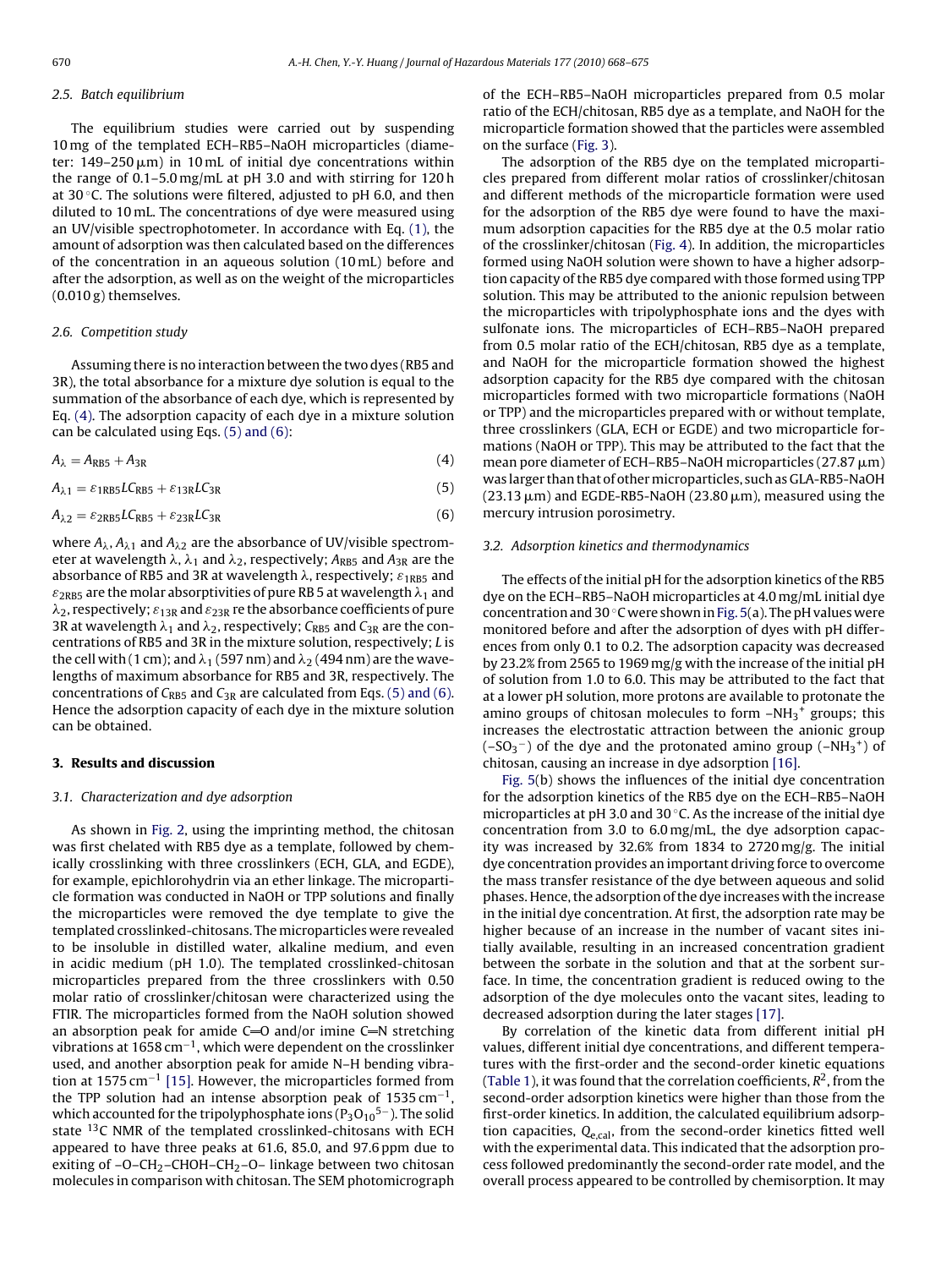### 2.5. Batch equilibrium

The equilibrium studies were carried out by suspending 10 mg of the templated ECH–RB5–NaOH microparticles (diameter: 149–250 μm) in 10 mL of initial dye concentrations within the range of 0.1–5.0 mg/mL at pH 3.0 and with stirring for 120 h at 30 °C. The solutions were filtered, adjusted to pH 6.0, and then diluted to 10 mL. The concentrations of dye were measured using an UV/visible spectrophotometer. In accordance with Eq. (1), the amount of adsorption was then calculated based on the differences of the concentration in an aqueous solution (10 mL) before and after the adsorption, as well as on the weight of the microparticles (0.010 g) themselves.

### 2.6. Competition study

Assuming there is no interaction between the two dyes (RB5 and 3R), the total absorbance for a mixture dye solution is equal to the summation of the absorbance of each dye, which is represented by Eq. (4). The adsorption capacity of each dye in a mixture solution can be calculated using Eqs. (5) and (6):

$$A_{\lambda} = A_{RB5} + A_{3R} \tag{4}$$

$$A_{\lambda 1} = \varepsilon_{1RB5} L C_{RB5} + \varepsilon_{13R} L C_{3R} \tag{5}$$

$$A_{\lambda 2} = \varepsilon_{2RB5} L C_{RB5} + \varepsilon_{23R} L C_{3R} \tag{6}$$

where $A_{\lambda}$, $A_{\lambda 1}$ and $A_{\lambda 2}$ are the absorbance of UV/visible spectrometer at wavelength $\lambda$, $\lambda_1$ and $\lambda_2$, respectively; $A_{RB5}$ and $A_{3R}$ are the absorbance of RB5 and 3R at wavelength $\lambda$, respectively; $\varepsilon_{1RB5}$ and $\varepsilon_{2RB5}$ are the molar absorptivities of pure RB 5 at wavelength $\lambda_1$ and $\lambda_2$, respectively; $\varepsilon_{13R}$ and $\varepsilon_{23R}$ re the absorbance coefficients of pure 3R at wavelength $\lambda_1$ and $\lambda_2$, respectively; $C_{RB5}$ and $C_{3R}$ are the concentrations of RB5 and 3R in the mixture solution, respectively; $L$ is the cell with (1 cm); and $\lambda_1$ (597 nm) and $\lambda_2$ (494 nm) are the wavelengths of maximum absorbance for RB5 and 3R, respectively. The concentrations of $C_{RB5}$ and $C_{3R}$ are calculated from Eqs. (5) and (6). Hence the adsorption capacity of each dye in the mixture solution can be obtained.

## 3. Results and discussion

### 3.1. Characterization and dye adsorption

As shown in Fig. 2, using the imprinting method, the chitosan was first chelated with RB5 dye as a template, followed by chemically crosslinking with three crosslinkers (ECH, GLA, and EGDE), for example, epichlorohydrin via an ether linkage. The microparticle formation was conducted in NaOH or TPP solutions and finally the microparticles were removed the dye template to give the templated crosslinked-chitosans. The microparticles were revealed to be insoluble in distilled water, alkaline medium, and even in acidic medium (pH 1.0). The templated crosslinked-chitosan microparticles prepared from the three crosslinkers with 0.50 molar ratio of crosslinker/chitosan were characterized using the FTIR. The microparticles formed from the NaOH solution showed an absorption peak for amide C=O and/or imine C=N stretching vibrations at 1658 $cm^{-1}$, which were dependent on the crosslinker used, and another absorption peak for amide N–H bending vibration at 1575 $cm^{-1}$ [15]. However, the microparticles formed from the TPP solution had an intense absorption peak of 1535 $cm^{-1}$, which accounted for the tripolyphosphate ions ($P_3O_{10}^{5-}$). The solid state $^{13}C$ NMR of the templated crosslinked-chitosans with ECH appeared to have three peaks at 61.6, 85.0, and 97.6 ppm due to exiting of –O–CH$_2$–CHOH–CH$_2$–O– linkage between two chitosan molecules in comparison with chitosan. The SEM photomicrograph of the ECH–RB5–NaOH microparticles prepared from 0.5 molar ratio of the ECH/chitosan, RB5 dye as a template, and NaOH for the microparticle formation showed that the particles were assembled on the surface (Fig. 3).

The adsorption of the RB5 dye on the templated microparticles prepared from different molar ratios of crosslinker/chitosan and different methods of the microparticle formation were used for the adsorption of the RB5 dye were found to have the maximum adsorption capacities for the RB5 dye at the 0.5 molar ratio of the crosslinker/chitosan (Fig. 4). In addition, the microparticles formed using NaOH solution were shown to have a higher adsorption capacity of the RB5 dye compared with those formed using TPP solution. This may be attributed to the anionic repulsion between the microparticles with tripolyphosphate ions and the dyes with sulfonate ions. The microparticles of ECH–RB5–NaOH prepared from 0.5 molar ratio of the ECH/chitosan, RB5 dye as a template, and NaOH for the microparticle formation showed the highest adsorption capacity for the RB5 dye compared with the chitosan microparticles formed with two microparticle formations (NaOH or TPP) and the microparticles prepared with or without template, three crosslinkers (GLA, ECH or EGDE) and two microparticle formations (NaOH or TPP). This may be attributed to the fact that the mean pore diameter of ECH–RB5–NaOH microparticles (27.87 μm) was larger than that of other microparticles, such as GLA-RB5-NaOH (23.13 μm) and EGDE-RB5-NaOH (23.80 μm), measured using the mercury intrusion porosimetry.

### 3.2. Adsorption kinetics and thermodynamics

The effects of the initial pH for the adsorption kinetics of the RB5 dye on the ECH–RB5–NaOH microparticles at 4.0 mg/mL initial dye concentration and 30 °C were shown in Fig. 5(a). The pH values were monitored before and after the adsorption of dyes with pH differences from only 0.1 to 0.2. The adsorption capacity was decreased by 23.2% from 2565 to 1969 mg/g with the increase of the initial pH of solution from 1.0 to 6.0. This may be attributed to the fact that at a lower pH solution, more protons are available to protonate the amino groups of chitosan molecules to form $-NH_3^+$ groups; this increases the electrostatic attraction between the anionic group ($-SO_3^-$) of the dye and the protonated amino group ($-NH_3^+$) of chitosan, causing an increase in dye adsorption [16].

Fig. 5(b) shows the influences of the initial dye concentration for the adsorption kinetics of the RB5 dye on the ECH–RB5–NaOH microparticles at pH 3.0 and 30 °C. As the increase of the initial dye concentration from 3.0 to 6.0 mg/mL, the dye adsorption capacity was increased by 32.6% from 1834 to 2720 mg/g. The initial dye concentration provides an important driving force to overcome the mass transfer resistance of the dye between aqueous and solid phases. Hence, the adsorption of the dye increases with the increase in the initial dye concentration. At first, the adsorption rate may be higher because of an increase in the number of vacant sites initially available, resulting in an increased concentration gradient between the sorbate in the solution and that at the sorbent surface. In time, the concentration gradient is reduced owing to the adsorption of the dye molecules onto the vacant sites, leading to decreased adsorption during the later stages [17].

By correlation of the kinetic data from different initial pH values, different initial dye concentrations, and different temperatures with the first-order and the second-order kinetic equations (Table 1), it was found that the correlation coefficients, $R^2$, from the second-order adsorption kinetics were higher than those from the first-order kinetics. In addition, the calculated equilibrium adsorption capacities, $Q_{e,cal}$, from the second-order kinetics fitted well with the experimental data. This indicated that the adsorption process followed predominantly the second-order rate model, and the overall process appeared to be controlled by chemisorption. It may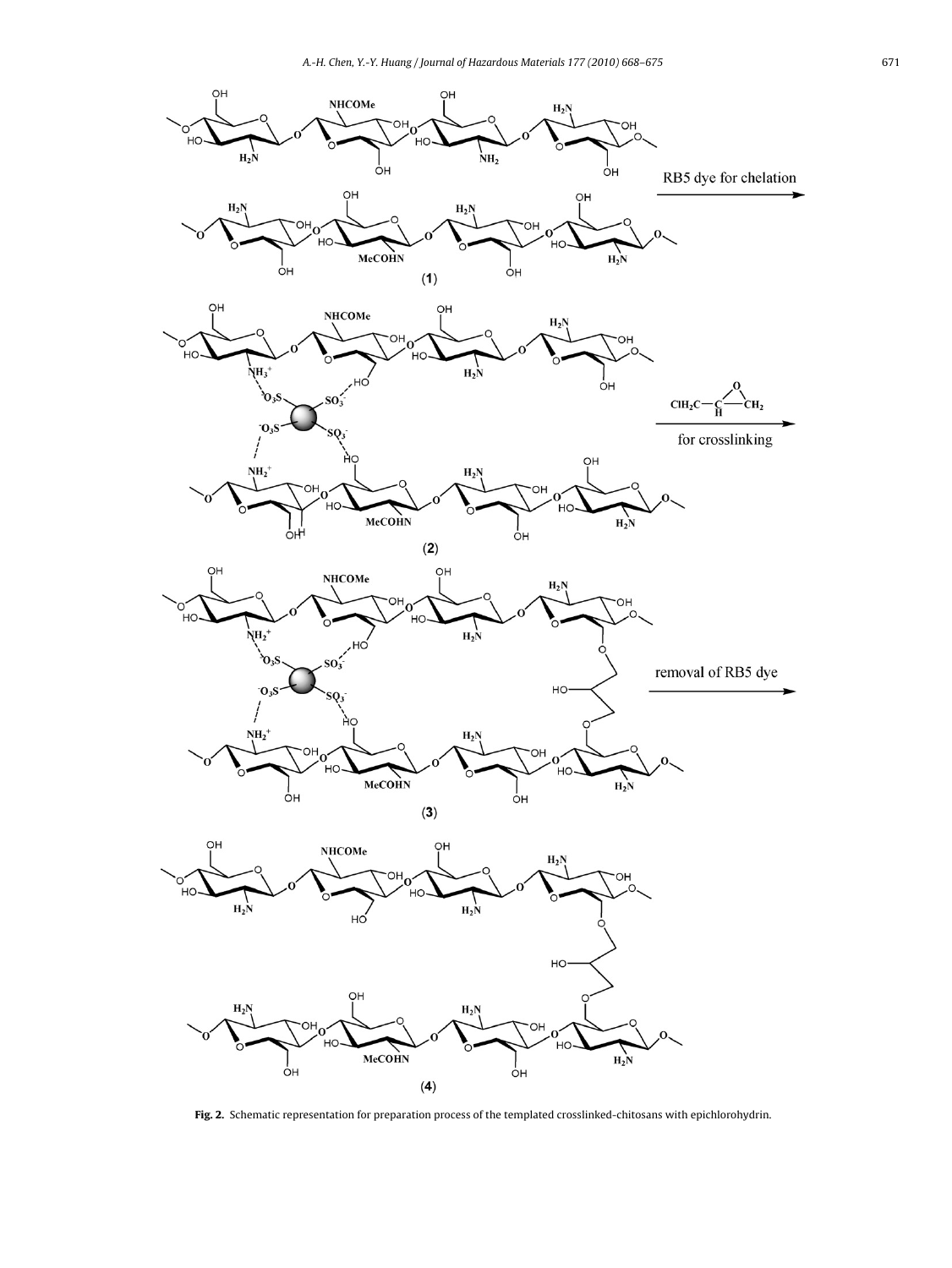Fig. 2. Schematic representation for preparation process of the templated crosslinked-chitosans with epichlorohydrin.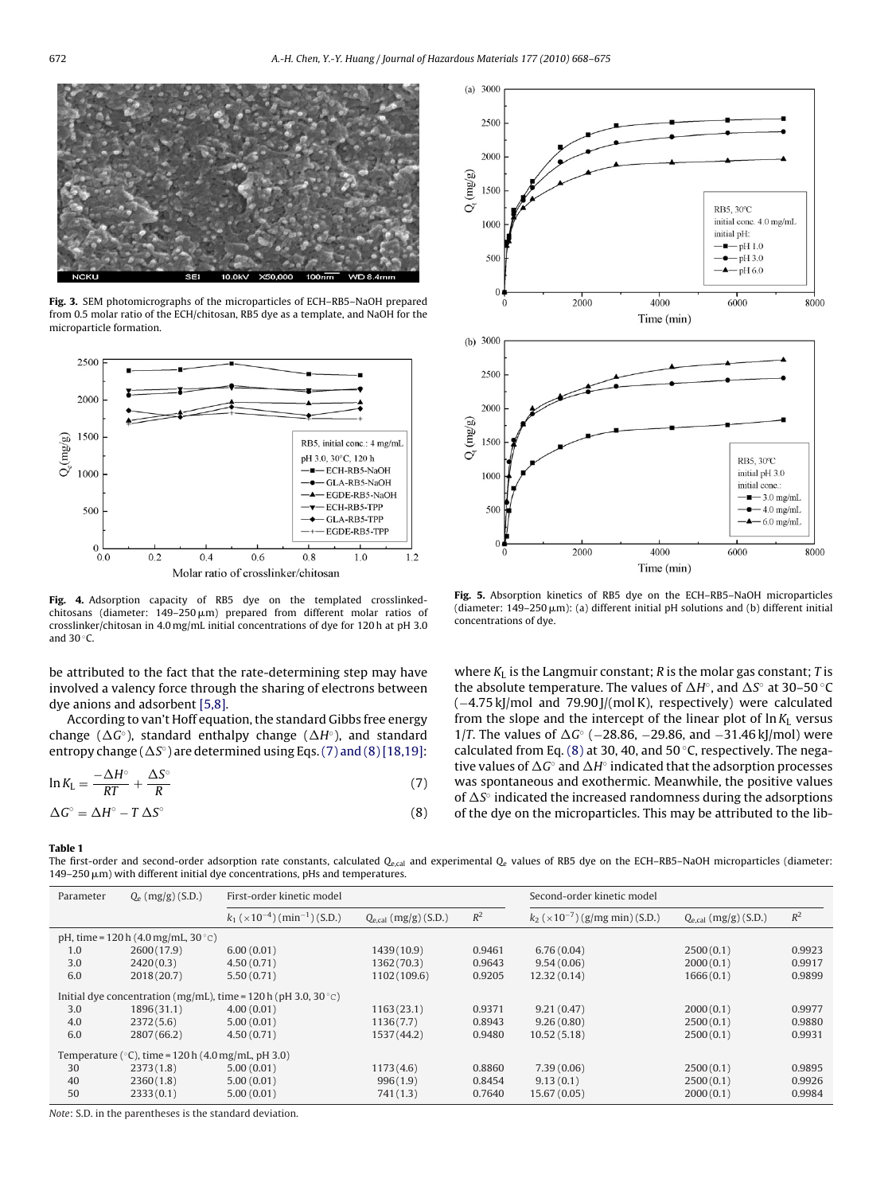Fig. 3. SEM photomicrographs of the microparticles of ECH–RB5–NaOH prepared from 0.5 molar ratio of the ECH/chitosan, RB5 dye as a template, and NaOH for the microparticle formation.

Fig. 4. Adsorption capacity of RB5 dye on the templated crosslinked-chitosans (diameter: 149–250 μm) prepared from different molar ratios of crosslinker/chitosan in 4.0 mg/mL initial concentrations of dye for 120 h at pH 3.0 and 30 °C.

Fig. 5. Absorption kinetics of RB5 dye on the ECH–RB5–NaOH microparticles (diameter: 149–250 μm): (a) different initial pH solutions and (b) different initial concentrations of dye.

be attributed to the fact that the rate-determining step may have involved a valency force through the sharing of electrons between dye anions and adsorbent [5,8].

According to van't Hoff equation, the standard Gibbs free energy change ($\Delta G^\circ$), standard enthalpy change ($\Delta H^\circ$), and standard entropy change ($\Delta S^\circ$) are determined using Eqs. (7) and (8) [18,19]:

$$\ln K_L = \frac{-\Delta H^\circ}{RT} + \frac{\Delta S^\circ}{R} \tag{7}$$

$$\Delta G^\circ = \Delta H^\circ - T\,\Delta S^\circ \tag{8}$$

where $K_L$ is the Langmuir constant; $R$ is the molar gas constant; $T$ is the absolute temperature. The values of $\Delta H^\circ$, and $\Delta S^\circ$ at 30–50 °C (−4.75 kJ/mol and 79.90 J/(mol K), respectively) were calculated from the slope and the intercept of the linear plot of $\ln K_L$ versus $1/T$. The values of $\Delta G^\circ$ (−28.86, −29.86, and −31.46 kJ/mol) were calculated from Eq. (8) at 30, 40, and 50 °C, respectively. The negative values of $\Delta G^\circ$ and $\Delta H^\circ$ indicated that the adsorption processes was spontaneous and exothermic. Meanwhile, the positive values of $\Delta S^\circ$ indicated the increased randomness during the adsorptions of the dye on the microparticles. This may be attributed to the lib-

**Table 1**

The first-order and second-order adsorption rate constants, calculated $Q_{e,\mathrm{cal}}$ and experimental $Q_e$ values of RB5 dye on the ECH–RB5–NaOH microparticles (diameter: 149–250 μm) with different initial dye concentrations, pHs and temperatures.

| Parameter | $Q_e$ (mg/g) (S.D.) | First-order kinetic model | | | Second-order kinetic model | | |
|---|---|---|---|---|---|---|---|
| | | $k_1$ ($\times10^{-4}$) (min$^{-1}$) (S.D.) | $Q_{e,\mathrm{cal}}$ (mg/g) (S.D.) | $R^2$ | $k_2$ ($\times10^{-7}$) (g/mg min) (S.D.) | $Q_{e,\mathrm{cal}}$ (mg/g) (S.D.) | $R^2$ |
| pH, time = 120 h (4.0 mg/mL, 30 °C) | | | | | | | |
| 1.0 | 2600 (17.9) | 6.00 (0.01) | 1439 (10.9) | 0.9461 | 6.76 (0.04) | 2500 (0.1) | 0.9923 |
| 3.0 | 2420 (0.3) | 4.50 (0.71) | 1362 (70.3) | 0.9643 | 9.54 (0.06) | 2000 (0.1) | 0.9917 |
| 6.0 | 2018 (20.7) | 5.50 (0.71) | 1102 (109.6) | 0.9205 | 12.32 (0.14) | 1666 (0.1) | 0.9899 |
| Initial dye concentration (mg/mL), time = 120 h (pH 3.0, 30 °C) | | | | | | | |
| 3.0 | 1896 (31.1) | 4.00 (0.01) | 1163 (23.1) | 0.9371 | 9.21 (0.47) | 2000 (0.1) | 0.9977 |
| 4.0 | 2372 (5.6) | 5.00 (0.01) | 1136 (7.7) | 0.8943 | 9.26 (0.80) | 2500 (0.1) | 0.9880 |
| 6.0 | 2807 (66.2) | 4.50 (0.71) | 1537 (44.2) | 0.9480 | 10.52 (5.18) | 2500 (0.1) | 0.9931 |
| Temperature (°C), time = 120 h (4.0 mg/mL, pH 3.0) | | | | | | | |
| 30 | 2373 (1.8) | 5.00 (0.01) | 1173 (4.6) | 0.8860 | 7.39 (0.06) | 2500 (0.1) | 0.9895 |
| 40 | 2360 (1.8) | 5.00 (0.01) | 996 (1.9) | 0.8454 | 9.13 (0.1) | 2500 (0.1) | 0.9926 |
| 50 | 2333 (0.1) | 5.00 (0.01) | 741 (1.3) | 0.7640 | 15.67 (0.05) | 2000 (0.1) | 0.9984 |

*Note*: S.D. in the parentheses is the standard deviation.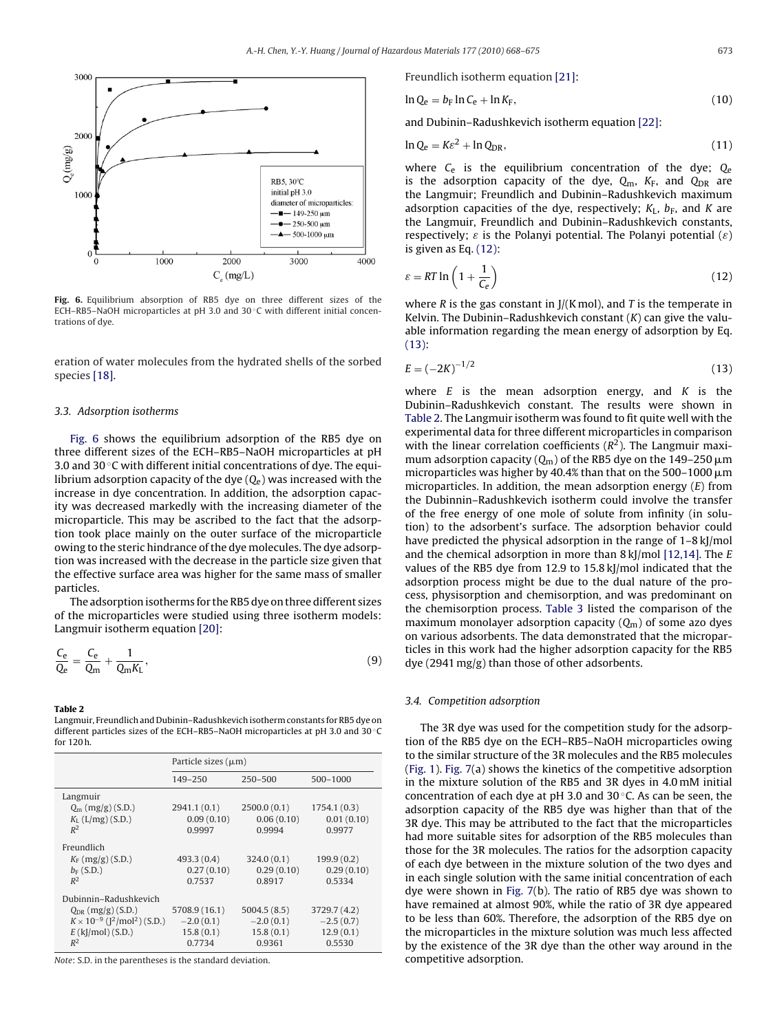Fig. 6. Equilibrium absorption of RB5 dye on three different sizes of the ECH–RB5–NaOH microparticles at pH 3.0 and 30 °C with different initial concentrations of dye.

eration of water molecules from the hydrated shells of the sorbed species [18].

### 3.3. Adsorption isotherms

Fig. 6 shows the equilibrium adsorption of the RB5 dye on three different sizes of the ECH–RB5–NaOH microparticles at pH 3.0 and 30 °C with different initial concentrations of dye. The equilibrium adsorption capacity of the dye ($Q_e$) was increased with the increase in dye concentration. In addition, the adsorption capacity was decreased markedly with the increasing diameter of the microparticle. This may be ascribed to the fact that the adsorption took place mainly on the outer surface of the microparticle owing to the steric hindrance of the dye molecules. The dye adsorption was increased with the decrease in the particle size given that the effective surface area was higher for the same mass of smaller particles.

The adsorption isotherms for the RB5 dye on three different sizes of the microparticles were studied using three isotherm models: Langmuir isotherm equation [20]:

$$\frac{C_e}{Q_e} = \frac{C_e}{Q_m} + \frac{1}{Q_m K_L}, \tag{9}$$

Freundlich isotherm equation [21]:

$$\ln Q_e = b_F \ln C_e + \ln K_F, \tag{10}$$

and Dubinin–Radushkevich isotherm equation [22]:

$$\ln Q_e = K\varepsilon^2 + \ln Q_{DR}, \tag{11}$$

where $C_e$ is the equilibrium concentration of the dye; $Q_e$ is the adsorption capacity of the dye, $Q_m$, $K_F$, and $Q_{DR}$ are the Langmuir; Freundlich and Dubinin–Radushkevich maximum adsorption capacities of the dye, respectively; $K_L$, $b_F$, and $K$ are the Langmuir, Freundlich and Dubinin–Radushkevich constants, respectively; $\varepsilon$ is the Polanyi potential. The Polanyi potential ($\varepsilon$) is given as Eq. (12):

$$\varepsilon = RT \ln\left(1 + \frac{1}{C_e}\right) \tag{12}$$

where $R$ is the gas constant in J/(K mol), and $T$ is the temperate in Kelvin. The Dubinin–Radushkevich constant ($K$) can give the valuable information regarding the mean energy of adsorption by Eq. (13):

$$E = (-2K)^{-1/2} \tag{13}$$

where $E$ is the mean adsorption energy, and $K$ is the Dubinin–Radushkevich constant. The results were shown in Table 2. The Langmuir isotherm was found to fit quite well with the experimental data for three different microparticles in comparison with the linear correlation coefficients ($R^2$). The Langmuir maximum adsorption capacity ($Q_m$) of the RB5 dye on the 149–250 μm microparticles was higher by 40.4% than that on the 500–1000 μm microparticles. In addition, the mean adsorption energy ($E$) from the Dubinnin–Radushkevich isotherm could involve the transfer of the free energy of one mole of solute from infinity (in solution) to the adsorbent's surface. The adsorption behavior could have predicted the physical adsorption in the range of 1–8 kJ/mol and the chemical adsorption in more than 8 kJ/mol [12,14]. The $E$ values of the RB5 dye from 12.9 to 15.8 kJ/mol indicated that the adsorption process might be due to the dual nature of the process, physisorption and chemisorption, and was predominant on the chemisorption process. Table 3 listed the comparison of the maximum monolayer adsorption capacity ($Q_m$) of some azo dyes on various adsorbents. The data demonstrated that the microparticles in this work had the higher adsorption capacity for the RB5 dye (2941 mg/g) than those of other adsorbents.

**Table 2**
Langmuir, Freundlich and Dubinin–Radushkevich isotherm constants for RB5 dye on different particles sizes of the ECH–RB5–NaOH microparticles at pH 3.0 and 30 °C for 120 h.

| | Particle sizes (μm) | | |
|---|---|---|---|
| | 149–250 | 250–500 | 500–1000 |
| **Langmuir** | | | |
| $Q_m$ (mg/g) (S.D.) | 2941.1 (0.1) | 2500.0 (0.1) | 1754.1 (0.3) |
| $K_L$ (L/mg) (S.D.) | 0.09 (0.10) | 0.06 (0.10) | 0.01 (0.10) |
| $R^2$ | 0.9997 | 0.9994 | 0.9977 |
| **Freundlich** | | | |
| $K_F$ (mg/g) (S.D.) | 493.3 (0.4) | 324.0 (0.1) | 199.9 (0.2) |
| $b_F$ (S.D.) | 0.27 (0.10) | 0.29 (0.10) | 0.29 (0.10) |
| $R^2$ | 0.7537 | 0.8917 | 0.5334 |
| **Dubinnin–Radushkevich** | | | |
| $Q_{DR}$ (mg/g) (S.D.) | 5708.9 (16.1) | 5004.5 (8.5) | 3729.7 (4.2) |
| $K \times 10^{-9}$ (J$^2$/mol$^2$) (S.D.) | −2.0 (0.1) | −2.0 (0.1) | −2.5 (0.7) |
| $E$ (kJ/mol) (S.D.) | 15.8 (0.1) | 15.8 (0.1) | 12.9 (0.1) |
| $R^2$ | 0.7734 | 0.9361 | 0.5530 |

*Note*: S.D. in the parentheses is the standard deviation.

### 3.4. Competition adsorption

The 3R dye was used for the competition study for the adsorption of the RB5 dye on the ECH–RB5–NaOH microparticles owing to the similar structure of the 3R molecules and the RB5 molecules (Fig. 1). Fig. 7(a) shows the kinetics of the competitive adsorption in the mixture solution of the RB5 and 3R dyes in 4.0 mM initial concentration of each dye at pH 3.0 and 30 °C. As can be seen, the adsorption capacity of the RB5 dye was higher than that of the 3R dye. This may be attributed to the fact that the microparticles had more suitable sites for adsorption of the RB5 molecules than those for the 3R molecules. The ratios for the adsorption capacity of each dye between in the mixture solution of the two dyes and in each single solution with the same initial concentration of each dye were shown in Fig. 7(b). The ratio of RB5 dye was shown to have remained at almost 90%, while the ratio of 3R dye appeared to be less than 60%. Therefore, the adsorption of the RB5 dye on the microparticles in the mixture solution was much less affected by the existence of the 3R dye than the other way around in the competitive adsorption.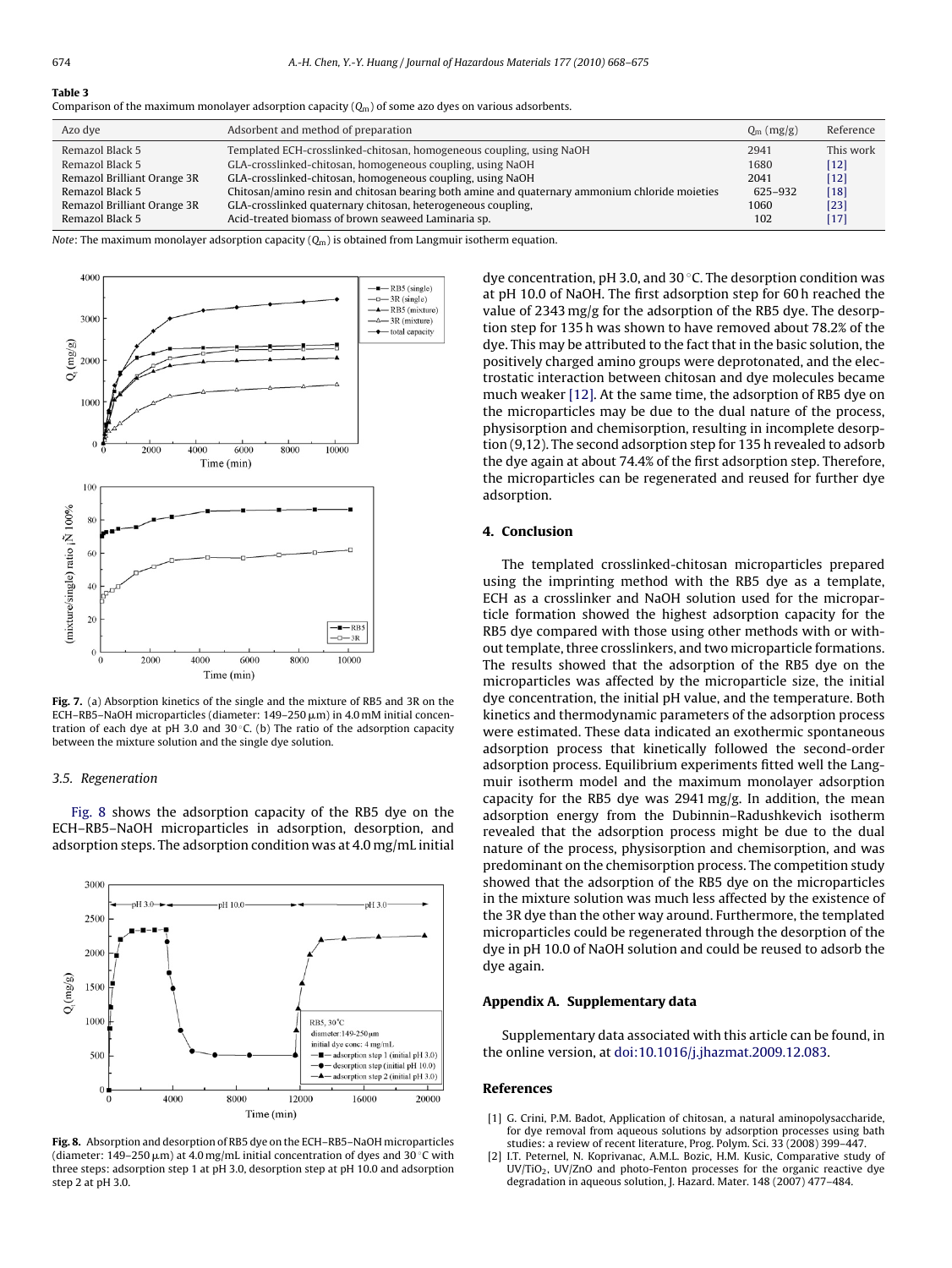**Table 3**
Comparison of the maximum monolayer adsorption capacity ($Q_m$) of some azo dyes on various adsorbents.

| Azo dye | Adsorbent and method of preparation | $Q_m$ (mg/g) | Reference |
|---|---|---|---|
| Remazol Black 5 | Templated ECH-crosslinked-chitosan, homogeneous coupling, using NaOH | 2941 | This work |
| Remazol Black 5 | GLA-crosslinked-chitosan, homogeneous coupling, using NaOH | 1680 | [12] |
| Remazol Brilliant Orange 3R | GLA-crosslinked-chitosan, homogeneous coupling, using NaOH | 2041 | [12] |
| Remazol Black 5 | Chitosan/amino resin and chitosan bearing both amine and quaternary ammonium chloride moieties | 625–932 | [18] |
| Remazol Brilliant Orange 3R | GLA-crosslinked quaternary chitosan, heterogeneous coupling, | 1060 | [23] |
| Remazol Black 5 | Acid-treated biomass of brown seaweed Laminaria sp. | 102 | [17] |

*Note*: The maximum monolayer adsorption capacity ($Q_m$) is obtained from Langmuir isotherm equation.

**Fig. 7.** (a) Absorption kinetics of the single and the mixture of RB5 and 3R on the ECH–RB5–NaOH microparticles (diameter: 149–250 μm) in 4.0 mM initial concentration of each dye at pH 3.0 and 30 °C. (b) The ratio of the adsorption capacity between the mixture solution and the single dye solution.

### 3.5. Regeneration

Fig. 8 shows the adsorption capacity of the RB5 dye on the ECH–RB5–NaOH microparticles in adsorption, desorption, and adsorption steps. The adsorption condition was at 4.0 mg/mL initial dye concentration, pH 3.0, and 30 °C. The desorption condition was at pH 10.0 of NaOH. The first adsorption step for 60 h reached the value of 2343 mg/g for the adsorption of the RB5 dye. The desorption step for 135 h was shown to have removed about 78.2% of the dye. This may be attributed to the fact that in the basic solution, the positively charged amino groups were deprotonated, and the electrostatic interaction between chitosan and dye molecules became much weaker [12]. At the same time, the adsorption of RB5 dye on the microparticles may be due to the dual nature of the process, physisorption and chemisorption, resulting in incomplete desorption (9,12). The second adsorption step for 135 h revealed to adsorb the dye again at about 74.4% of the first adsorption step. Therefore, the microparticles can be regenerated and reused for further dye adsorption.

**Fig. 8.** Absorption and desorption of RB5 dye on the ECH–RB5–NaOH microparticles (diameter: 149–250 μm) at 4.0 mg/mL initial concentration of dyes and 30 °C with three steps: adsorption step 1 at pH 3.0, desorption step at pH 10.0 and adsorption step 2 at pH 3.0.

## 4. Conclusion

The templated crosslinked-chitosan microparticles prepared using the imprinting method with the RB5 dye as a template, ECH as a crosslinker and NaOH solution used for the microparticle formation showed the highest adsorption capacity for the RB5 dye compared with those using other methods with or without template, three crosslinkers, and two microparticle formations. The results showed that the adsorption of the RB5 dye on the microparticles was affected by the microparticle size, the initial dye concentration, the initial pH value, and the temperature. Both kinetics and thermodynamic parameters of the adsorption process were estimated. These data indicated an exothermic spontaneous adsorption process that kinetically followed the second-order adsorption process. Equilibrium experiments fitted well the Langmuir isotherm model and the maximum monolayer adsorption capacity for the RB5 dye was 2941 mg/g. In addition, the mean adsorption energy from the Dubinnin–Radushkevich isotherm revealed that the adsorption process might be due to the dual nature of the process, physisorption and chemisorption, and was predominant on the chemisorption process. The competition study showed that the adsorption of the RB5 dye on the microparticles in the mixture solution was much less affected by the existence of the 3R dye than the other way around. Furthermore, the templated microparticles could be regenerated through the desorption of the dye in pH 10.0 of NaOH solution and could be reused to adsorb the dye again.

## Appendix A. Supplementary data

Supplementary data associated with this article can be found, in the online version, at doi:10.1016/j.jhazmat.2009.12.083.

## References

[1] G. Crini, P.M. Badot, Application of chitosan, a natural aminopolysaccharide, for dye removal from aqueous solutions by adsorption processes using batch studies: a review of recent literature, Prog. Polym. Sci. 33 (2008) 399–447.

[2] I.T. Peternel, N. Koprivanac, A.M.L. Bozic, H.M. Kusic, Comparative study of $UV/TiO_2$, UV/ZnO and photo-Fenton processes for the organic reactive dye degradation in aqueous solution, J. Hazard. Mater. 148 (2007) 477–484.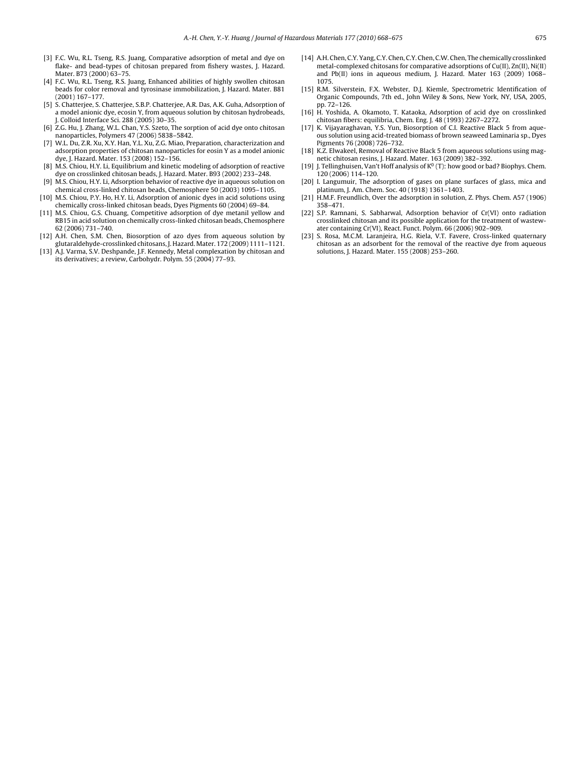[3] F.C. Wu, R.L. Tseng, R.S. Juang, Comparative adsorption of metal and dye on flake- and bead-types of chitosan prepared from fishery wastes, J. Hazard. Mater. B73 (2000) 63–75.

[4] F.C. Wu, R.L. Tseng, R.S. Juang, Enhanced abilities of highly swollen chitosan beads for color removal and tyrosinase immobilization, J. Hazard. Mater. B81 (2001) 167–177.

[5] S. Chatterjee, S. Chatterjee, S.B.P. Chatterjee, A.R. Das, A.K. Guha, Adsorption of a model anionic dye, ecosin Y, from aqueous solution by chitosan hydrobeads, J. Colloid Interface Sci. 288 (2005) 30–35.

[6] Z.G. Hu, J. Zhang, W.L. Chan, Y.S. Szeto, The sorption of acid dye onto chitosan nanoparticles, Polymers 47 (2006) 5838–5842.

[7] W.L. Du, Z.R. Xu, X.Y. Han, Y.L. Xu, Z.G. Miao, Preparation, characterization and adsorption properties of chitosan nanoparticles for eosin Y as a model anionic dye, J. Hazard. Mater. 153 (2008) 152–156.

[8] M.S. Chiou, H.Y. Li, Equilibrium and kinetic modeling of adsorption of reactive dye on crosslinked chitosan beads, J. Hazard. Mater. B93 (2002) 233–248.

[9] M.S. Chiou, H.Y. Li, Adsorption behavior of reactive dye in aqueous solution on chemical cross-linked chitosan beads, Chemosphere 50 (2003) 1095–1105.

[10] M.S. Chiou, P.Y. Ho, H.Y. Li, Adsorption of anionic dyes in acid solutions using chemically cross-linked chitosan beads, Dyes Pigments 60 (2004) 69–84.

[11] M.S. Chiou, G.S. Chuang, Competitive adsorption of dye metanil yellow and RB15 in acid solution on chemically cross-linked chitosan beads, Chemosphere 62 (2006) 731–740.

[12] A.H. Chen, S.M. Chen, Biosorption of azo dyes from aqueous solution by glutaraldehyde-crosslinked chitosans, J. Hazard. Mater. 172 (2009) 1111–1121.

[13] A.J. Varma, S.V. Deshpande, J.F. Kennedy, Metal complexation by chitosan and its derivatives; a review, Carbohydr. Polym. 55 (2004) 77–93.

[14] A.H. Chen, C.Y. Yang, C.Y. Chen, C.Y. Chen, C.W. Chen, The chemically crosslinked metal-complexed chitosans for comparative adsorptions of Cu(II), Zn(II), Ni(II) and Pb(II) ions in aqueous medium, J. Hazard. Mater 163 (2009) 1068–1075.

[15] R.M. Silverstein, F.X. Webster, D.J. Kiemle, Spectrometric Identification of Organic Compounds, 7th ed., John Wiley & Sons, New York, NY, USA, 2005, pp. 72–126.

[16] H. Yoshida, A. Okamoto, T. Kataoka, Adsorption of acid dye on crosslinked chitosan fibers: equilibria, Chem. Eng. J. 48 (1993) 2267–2272.

[17] K. Vijayaraghavan, Y.S. Yun, Biosorption of C.I. Reactive Black 5 from aqueous solution using acid-treated biomass of brown seaweed Laminaria sp., Dyes Pigments 76 (2008) 726–732.

[18] K.Z. Elwakeel, Removal of Reactive Black 5 from aqueous solutions using magnetic chitosan resins, J. Hazard. Mater. 163 (2009) 382–392.

[19] J. Tellinghuisen, Van't Hoff analysis of $K^0$ (T): how good or bad? Biophys. Chem. 120 (2006) 114–120.

[20] I. Langumuir, The adsorption of gases on plane surfaces of glass, mica and platinum, J. Am. Chem. Soc. 40 (1918) 1361–1403.

[21] H.M.F. Freundlich, Over the adsorption in solution, Z. Phys. Chem. A57 (1906) 358–471.

[22] S.P. Ramnani, S. Sabharwal, Adsorption behavior of Cr(VI) onto radiation crosslinked chitosan and its possible application for the treatment of wastewater containing Cr(VI), React. Funct. Polym. 66 (2006) 902–909.

[23] S. Rosa, M.C.M. Laranjeira, H.G. Riela, V.T. Favere, Cross-linked quaternary chitosan as an adsorbent for the removal of the reactive dye from aqueous solutions, J. Hazard. Mater. 155 (2008) 253–260.